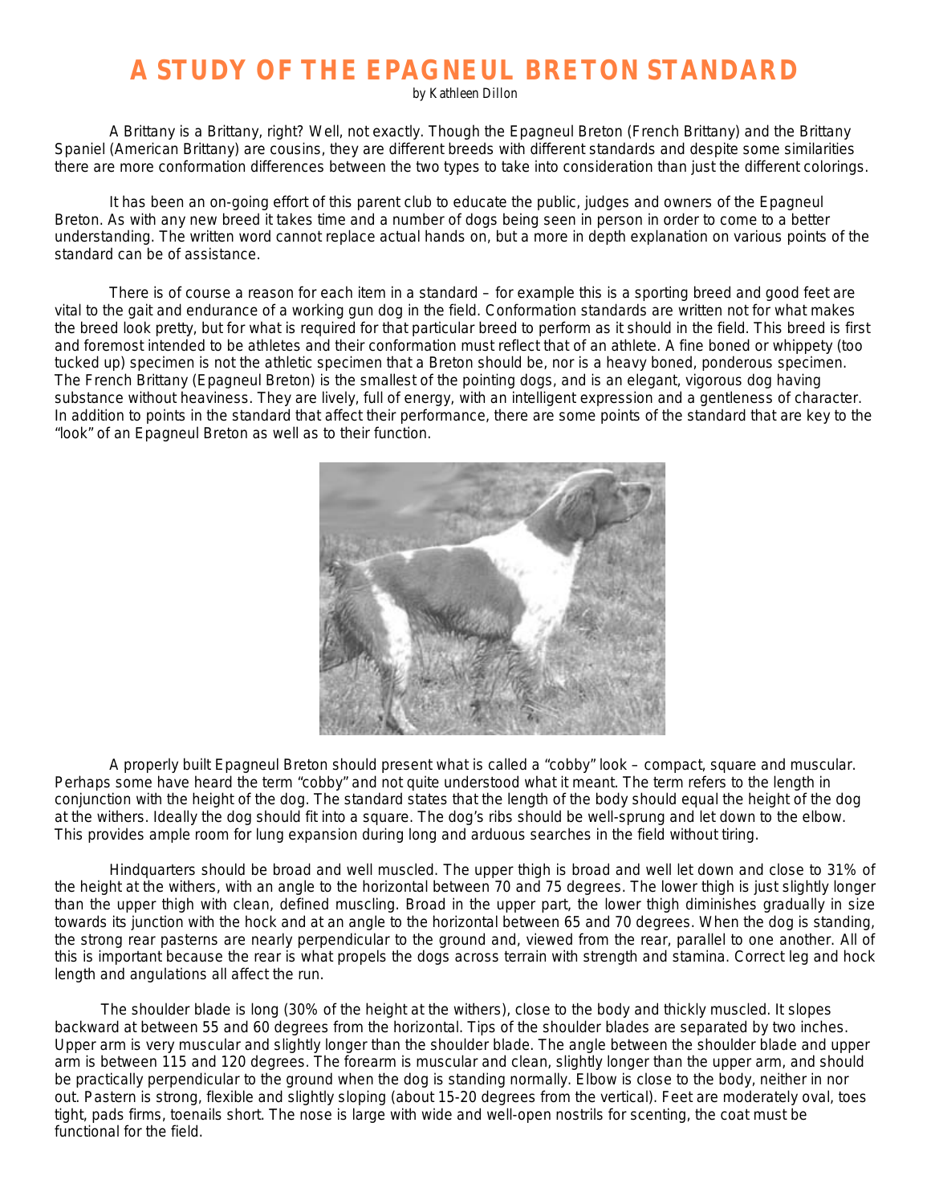# A STUDY OF THE EPAGNEUL BRETON STANDARD

*by Kathleen Dillon*

A Brittany is a Brittany, right? Well, not exactly. Though the Epagneul Breton (French Brittany) and the Brittany Spaniel (American Brittany) are cousins, they are different breeds with different standards and despite some similarities there are more conformation differences between the two types to take into consideration than just the different colorings.

It has been an on-going effort of this parent club to educate the public, judges and owners of the Epagneul Breton. As with any new breed it takes time and a number of dogs being seen in person in order to come to a better understanding. The written word cannot replace actual hands on, but a more in depth explanation on various points of the standard can be of assistance.

There is of course a reason for each item in a standard – for example this is a sporting breed and good feet are vital to the gait and endurance of a working gun dog in the field. Conformation standards are written not for what makes the breed look pretty, but for what is required for that particular breed to perform as it should in the field. This breed is first and foremost intended to be athletes and their conformation must reflect that of an athlete. A fine boned or whippety (too tucked up) specimen is not the athletic specimen that a Breton should be, nor is a heavy boned, ponderous specimen. The French Brittany (Epagneul Breton) is the smallest of the pointing dogs, and is an elegant, vigorous dog having substance without heaviness. They are lively, full of energy, with an intelligent expression and a gentleness of character. In addition to points in the standard that affect their performance, there are some points of the standard that are key to the "look" of an Epagneul Breton as well as to their function.

A properly built Epagneul Breton should present what is called a "cobby" look – compact, square and muscular. Perhaps some have heard the term "cobby" and not quite understood what it meant. The term refers to the length in conjunction with the height of the dog. The standard states that the length of the body should equal the height of the dog at the withers. Ideally the dog should fit into a square. The dog's ribs should be well-sprung and let down to the elbow. This provides ample room for lung expansion during long and arduous searches in the field without tiring.

Hindquarters should be broad and well muscled. The upper thigh is broad and well let down and close to 31% of the height at the withers, with an angle to the horizontal between 70 and 75 degrees. The lower thigh is just slightly longer than the upper thigh with clean, defined muscling. Broad in the upper part, the lower thigh diminishes gradually in size towards its junction with the hock and at an angle to the horizontal between 65 and 70 degrees. When the dog is standing, the strong rear pasterns are nearly perpendicular to the ground and, viewed from the rear, parallel to one another. All of this is important because the rear is what propels the dogs across terrain with strength and stamina. Correct leg and hock length and angulations all affect the run.

The shoulder blade is long (30% of the height at the withers), close to the body and thickly muscled. It slopes backward at between 55 and 60 degrees from the horizontal. Tips of the shoulder blades are separated by two inches. Upper arm is very muscular and slightly longer than the shoulder blade. The angle between the shoulder blade and upper arm is between 115 and 120 degrees. The forearm is muscular and clean, slightly longer than the upper arm, and should be practically perpendicular to the ground when the dog is standing normally. Elbow is close to the body, neither in nor out. Pastern is strong, flexible and slightly sloping (about 15-20 degrees from the vertical). Feet are moderately oval, toes tight, pads firms, toenails short. The nose is large with wide and well-open nostrils for scenting, the coat must be functional for the field.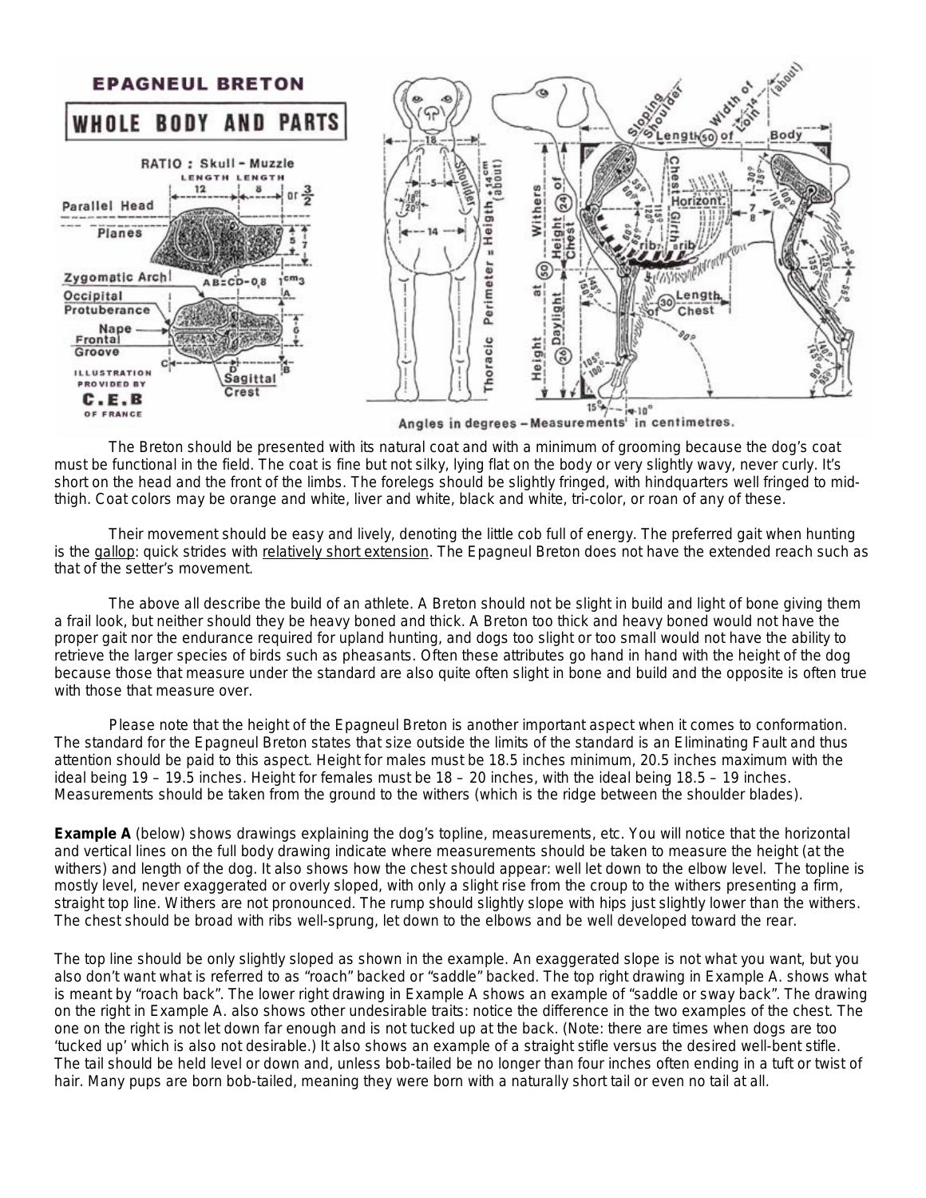The Breton should be presented with its natural coat and with a minimum of grooming because the dog's coat must be functional in the field. The coat is fine but not silky, lying flat on the body or very slightly wavy, never curly. It's short on the head and the front of the limbs. The forelegs should be slightly fringed, with hindquarters well fringed to mid-thigh. Coat colors may be orange and white, liver and white, black and white, tri-color, or roan of any of these.

Their movement should be easy and lively, denoting the little cob full of energy. The preferred gait when hunting is the gallop: quick strides with relatively short extension. The Epagneul Breton does not have the extended reach such as that of the setter's movement.

The above all describe the build of an athlete. A Breton should not be slight in build and light of bone giving them a frail look, but neither should they be heavy boned and thick. A Breton too thick and heavy boned would not have the proper gait nor the endurance required for upland hunting, and dogs too slight or too small would not have the ability to retrieve the larger species of birds such as pheasants. Often these attributes go hand in hand with the height of the dog because those that measure under the standard are also quite often slight in bone and build and the opposite is often true with those that measure over.

Please note that the height of the Epagneul Breton is another important aspect when it comes to conformation. The standard for the Epagneul Breton states that size outside the limits of the standard is an Eliminating Fault and thus attention should be paid to this aspect. Height for males must be 18.5 inches minimum, 20.5 inches maximum with the ideal being 19 – 19.5 inches. Height for females must be 18 – 20 inches, with the ideal being 18.5 – 19 inches. Measurements should be taken from the ground to the withers (which is the ridge between the shoulder blades).

**Example A** (below) shows drawings explaining the dog's topline, measurements, etc. You will notice that the horizontal and vertical lines on the full body drawing indicate where measurements should be taken to measure the height (at the withers) and length of the dog. It also shows how the chest should appear: well let down to the elbow level. The topline is mostly level, never exaggerated or overly sloped, with only a slight rise from the croup to the withers presenting a firm, straight top line. Withers are not pronounced. The rump should slightly slope with hips just slightly lower than the withers. The chest should be broad with ribs well-sprung, let down to the elbows and be well developed toward the rear.

The top line should be only slightly sloped as shown in the example. An exaggerated slope is not what you want, but you also don't want what is referred to as "roach" backed or "saddle" backed. The top right drawing in Example A. shows what is meant by "roach back". The lower right drawing in Example A shows an example of "saddle or sway back". The drawing on the right in Example A. also shows other undesirable traits: notice the difference in the two examples of the chest. The one on the right is not let down far enough and is not tucked up at the back. (Note: there are times when dogs are too 'tucked up' which is also not desirable.) It also shows an example of a straight stifle versus the desired well-bent stifle. The tail should be held level or down and, unless bob-tailed be no longer than four inches often ending in a tuft or twist of hair. Many pups are born bob-tailed, meaning they were born with a naturally short tail or even no tail at all.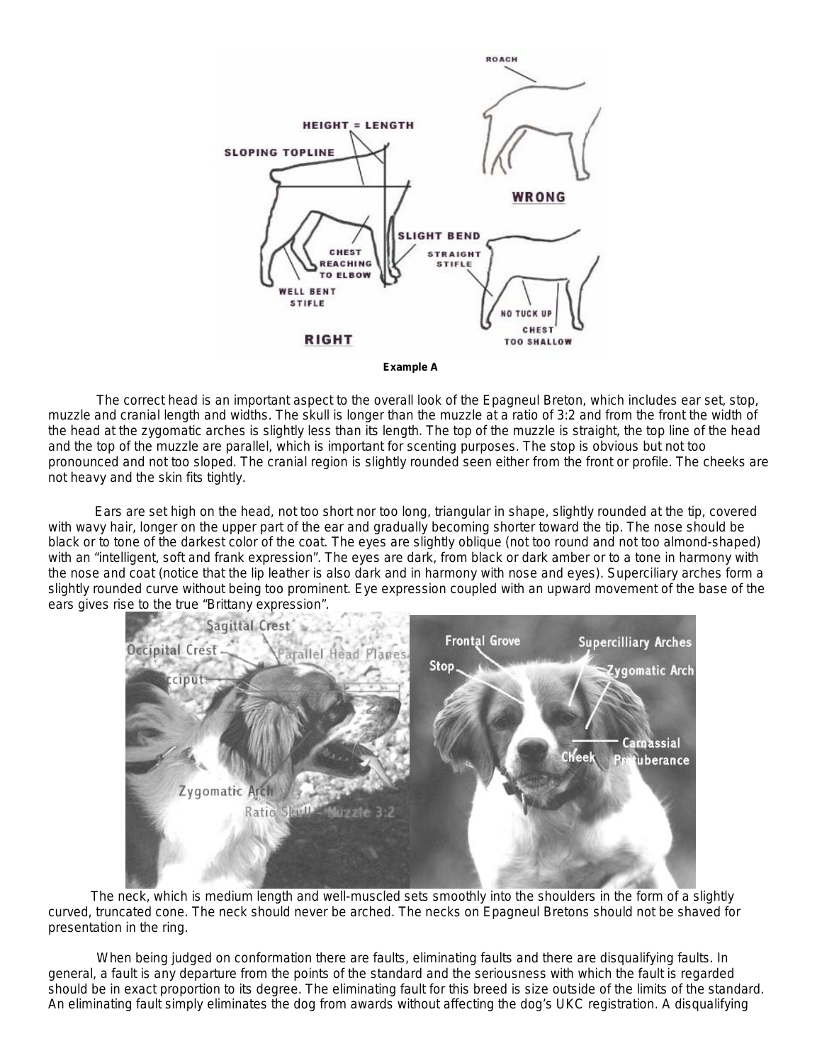Example A

The correct head is an important aspect to the overall look of the Epagneul Breton, which includes ear set, stop, muzzle and cranial length and widths. The skull is longer than the muzzle at a ratio of 3:2 and from the front the width of the head at the zygomatic arches is slightly less than its length. The top of the muzzle is straight, the top line of the head and the top of the muzzle are parallel, which is important for scenting purposes. The stop is obvious but not too pronounced and not too sloped. The cranial region is slightly rounded seen either from the front or profile. The cheeks are not heavy and the skin fits tightly.

Ears are set high on the head, not too short nor too long, triangular in shape, slightly rounded at the tip, covered with wavy hair, longer on the upper part of the ear and gradually becoming shorter toward the tip. The nose should be black or to tone of the darkest color of the coat. The eyes are slightly oblique (not too round and not too almond-shaped) with an "intelligent, soft and frank expression". The eyes are dark, from black or dark amber or to a tone in harmony with the nose and coat (notice that the lip leather is also dark and in harmony with nose and eyes). Superciliary arches form a slightly rounded curve without being too prominent. Eye expression coupled with an upward movement of the base of the ears gives rise to the true "Brittany expression".

The neck, which is medium length and well-muscled sets smoothly into the shoulders in the form of a slightly curved, truncated cone. The neck should never be arched. The necks on Epagneul Bretons should not be shaved for presentation in the ring.

When being judged on conformation there are faults, eliminating faults and there are disqualifying faults. In general, a fault is any departure from the points of the standard and the seriousness with which the fault is regarded should be in exact proportion to its degree. The eliminating fault for this breed is size outside of the limits of the standard. An eliminating fault simply eliminates the dog from awards without affecting the dog's UKC registration. A disqualifying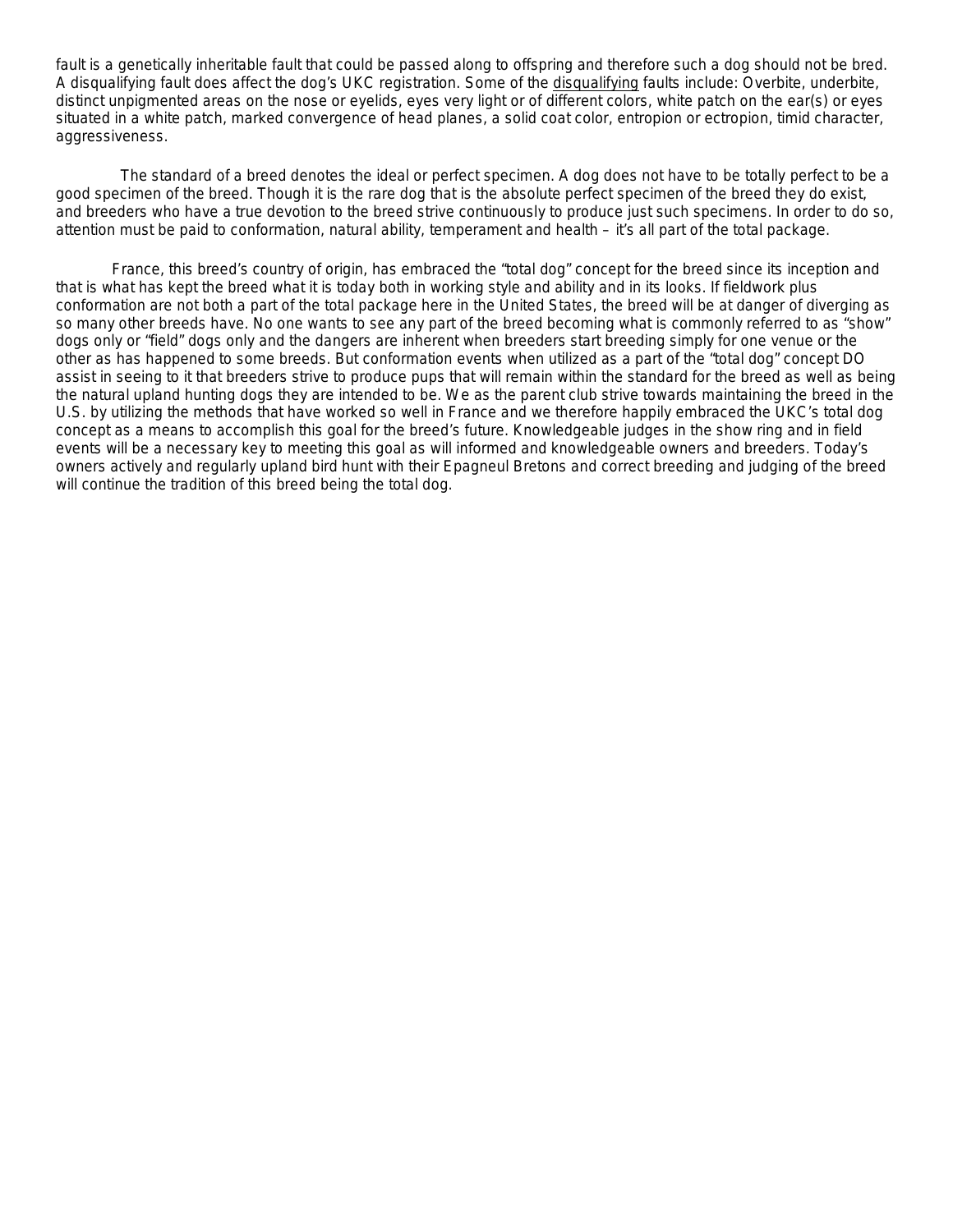fault is a genetically inheritable fault that could be passed along to offspring and therefore such a dog should not be bred. A disqualifying fault does affect the dog's UKC registration. Some of the disqualifying faults include: Overbite, underbite, distinct unpigmented areas on the nose or eyelids, eyes very light or of different colors, white patch on the ear(s) or eyes situated in a white patch, marked convergence of head planes, a solid coat color, entropion or ectropion, timid character, aggressiveness.

The standard of a breed denotes the ideal or perfect specimen. A dog does not have to be totally perfect to be a good specimen of the breed. Though it is the rare dog that is the absolute perfect specimen of the breed they do exist, and breeders who have a true devotion to the breed strive continuously to produce just such specimens. In order to do so, attention must be paid to conformation, natural ability, temperament and health – it's all part of the total package.

France, this breed's country of origin, has embraced the "total dog" concept for the breed since its inception and that is what has kept the breed what it is today both in working style and ability and in its looks. If fieldwork plus conformation are not both a part of the total package here in the United States, the breed will be at danger of diverging as so many other breeds have. No one wants to see any part of the breed becoming what is commonly referred to as "show" dogs only or "field" dogs only and the dangers are inherent when breeders start breeding simply for one venue or the other as has happened to some breeds. But conformation events when utilized as a part of the "total dog" concept DO assist in seeing to it that breeders strive to produce pups that will remain within the standard for the breed as well as being the natural upland hunting dogs they are intended to be. We as the parent club strive towards maintaining the breed in the U.S. by utilizing the methods that have worked so well in France and we therefore happily embraced the UKC's total dog concept as a means to accomplish this goal for the breed's future. Knowledgeable judges in the show ring and in field events will be a necessary key to meeting this goal as will informed and knowledgeable owners and breeders. Today's owners actively and regularly upland bird hunt with their Epagneul Bretons and correct breeding and judging of the breed will continue the tradition of this breed being the total dog.